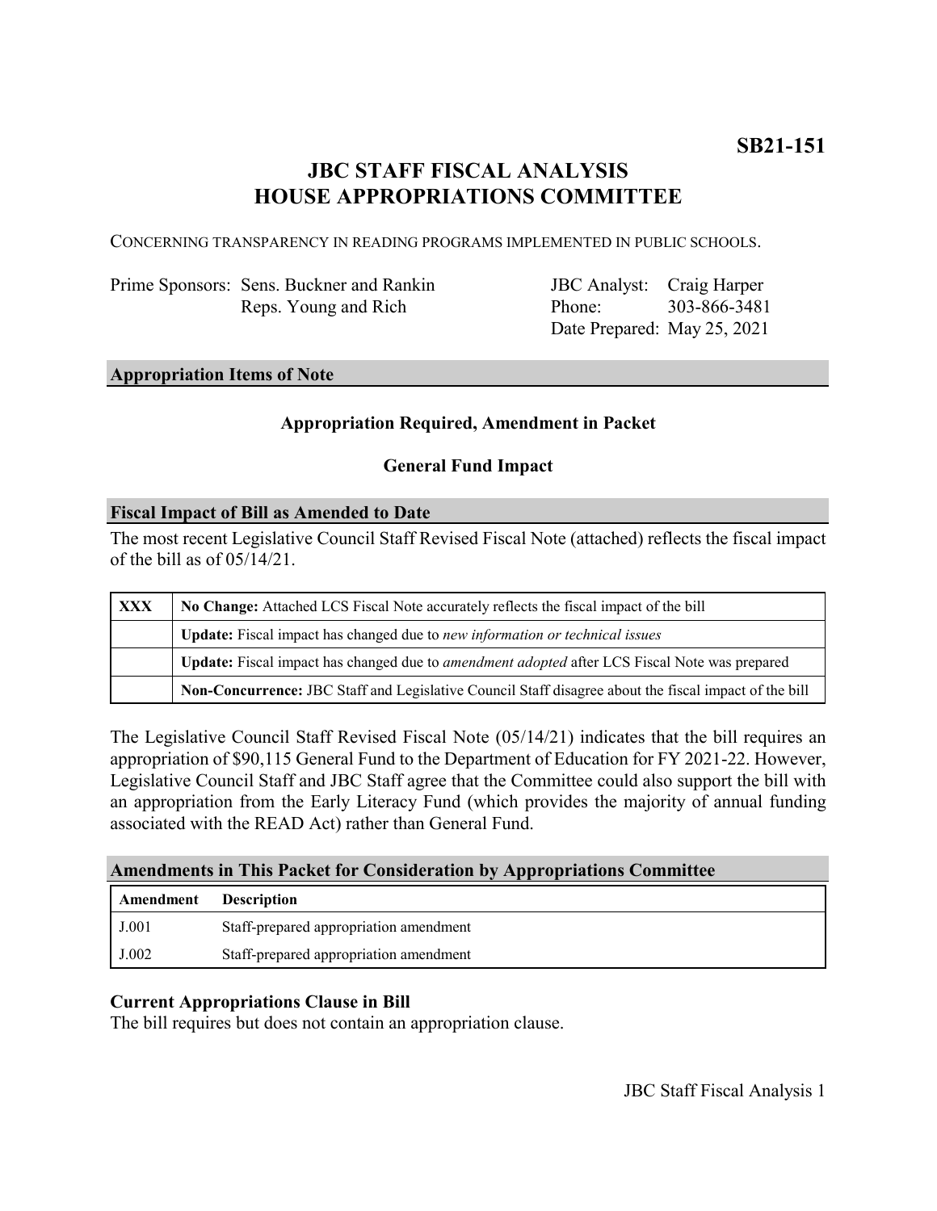**SB21-151**

# JBC STAFF FISCAL ANALYSIS
# HOUSE APPROPRIATIONS COMMITTEE

CONCERNING TRANSPARENCY IN READING PROGRAMS IMPLEMENTED IN PUBLIC SCHOOLS.

Prime Sponsors: Sens. Buckner and Rankin
Reps. Young and Rich

JBC Analyst: Craig Harper
Phone: 303-866-3481
Date Prepared: May 25, 2021

## Appropriation Items of Note

**Appropriation Required, Amendment in Packet**

**General Fund Impact**

## Fiscal Impact of Bill as Amended to Date

The most recent Legislative Council Staff Revised Fiscal Note (attached) reflects the fiscal impact of the bill as of 05/14/21.

| | |
|---|---|
| **XXX** | **No Change:** Attached LCS Fiscal Note accurately reflects the fiscal impact of the bill |
| | **Update:** Fiscal impact has changed due to *new information or technical issues* |
| | **Update:** Fiscal impact has changed due to *amendment adopted* after LCS Fiscal Note was prepared |
| | **Non-Concurrence:** JBC Staff and Legislative Council Staff disagree about the fiscal impact of the bill |

The Legislative Council Staff Revised Fiscal Note (05/14/21) indicates that the bill requires an appropriation of $90,115 General Fund to the Department of Education for FY 2021-22. However, Legislative Council Staff and JBC Staff agree that the Committee could also support the bill with an appropriation from the Early Literacy Fund (which provides the majority of annual funding associated with the READ Act) rather than General Fund.

## Amendments in This Packet for Consideration by Appropriations Committee

| Amendment | Description |
|---|---|
| J.001 | Staff-prepared appropriation amendment |
| J.002 | Staff-prepared appropriation amendment |

### Current Appropriations Clause in Bill

The bill requires but does not contain an appropriation clause.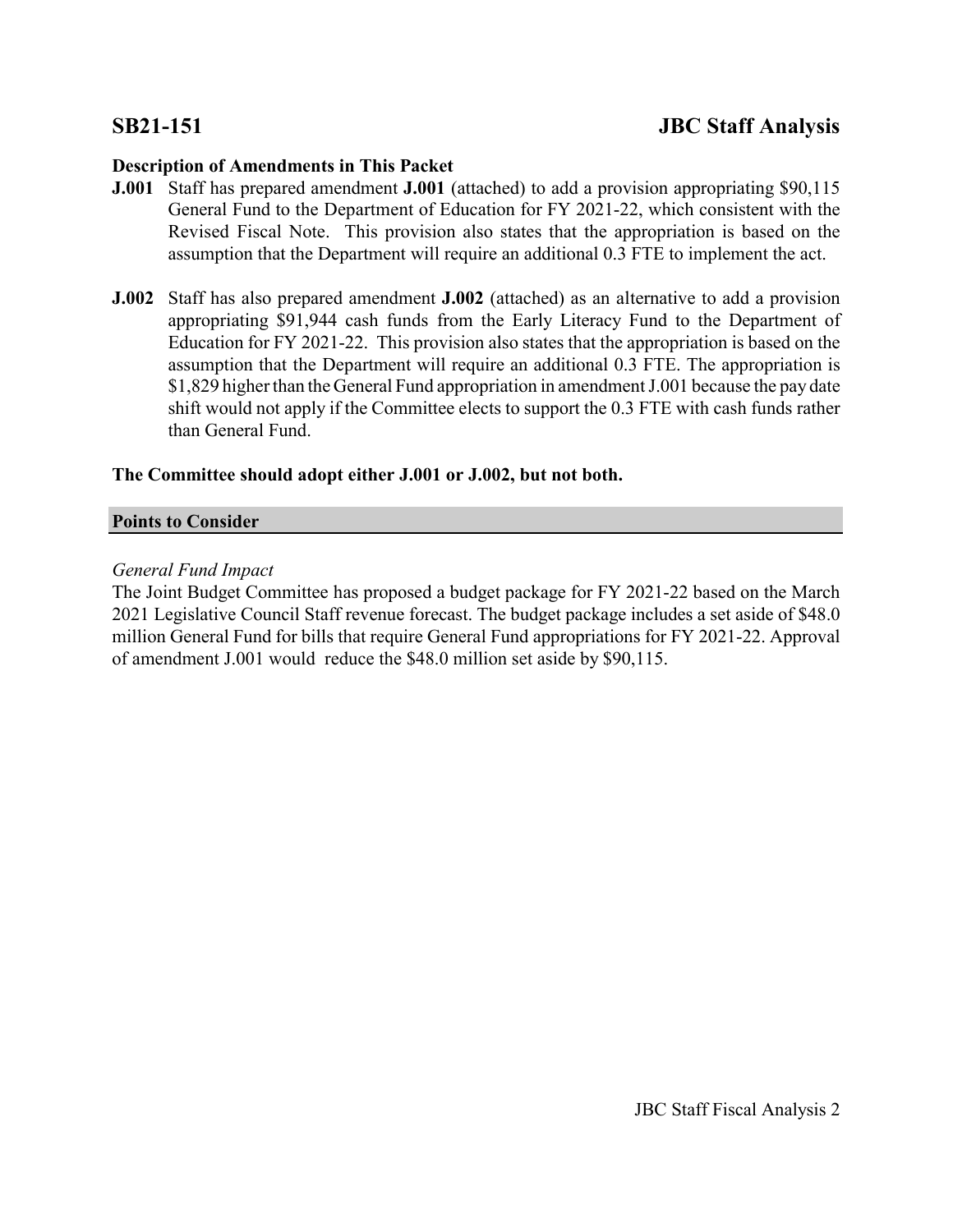**SB21-151** **JBC Staff Analysis**

**Description of Amendments in This Packet**

**J.001** Staff has prepared amendment **J.001** (attached) to add a provision appropriating $90,115 General Fund to the Department of Education for FY 2021-22, which consistent with the Revised Fiscal Note. This provision also states that the appropriation is based on the assumption that the Department will require an additional 0.3 FTE to implement the act.

**J.002** Staff has also prepared amendment **J.002** (attached) as an alternative to add a provision appropriating $91,944 cash funds from the Early Literacy Fund to the Department of Education for FY 2021-22. This provision also states that the appropriation is based on the assumption that the Department will require an additional 0.3 FTE. The appropriation is $1,829 higher than the General Fund appropriation in amendment J.001 because the pay date shift would not apply if the Committee elects to support the 0.3 FTE with cash funds rather than General Fund.

**The Committee should adopt either J.001 or J.002, but not both.**

## Points to Consider

*General Fund Impact*

The Joint Budget Committee has proposed a budget package for FY 2021-22 based on the March 2021 Legislative Council Staff revenue forecast. The budget package includes a set aside of $48.0 million General Fund for bills that require General Fund appropriations for FY 2021-22. Approval of amendment J.001 would reduce the $48.0 million set aside by $90,115.